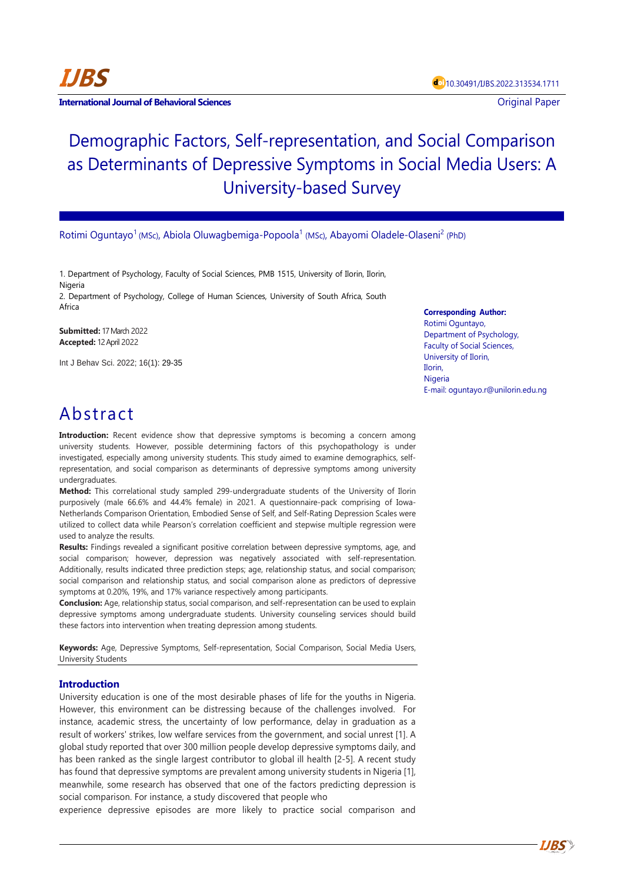10.30491/IJBS.2022.313534.1711

**International Journal of Behavioral Sciences**

Original Paper

# Demographic Factors, Self-representation, and Social Comparison as Determinants of Depressive Symptoms in Social Media Users: A University-based Survey

Rotimi Oguntayo[1] (MSc), Abiola Oluwagbemiga-Popoola[1] (MSc), Abayomi Oladele-Olaseni[2] (PhD)

1. Department of Psychology, Faculty of Social Sciences, PMB 1515, University of Ilorin, Ilorin, Nigeria
2. Department of Psychology, College of Human Sciences, University of South Africa, South Africa

**Submitted:** 17 March 2022
**Accepted:** 12 April 2022

Int J Behav Sci. 2022; 16(1): 29-35

**Corresponding Author:**
Rotimi Oguntayo,
Department of Psychology,
Faculty of Social Sciences,
University of Ilorin,
Ilorin,
Nigeria
E-mail: oguntayo.r@unilorin.edu.ng

# Abstract

**Introduction:** Recent evidence show that depressive symptoms is becoming a concern among university students. However, possible determining factors of this psychopathology is under investigated, especially among university students. This study aimed to examine demographics, self-representation, and social comparison as determinants of depressive symptoms among university undergraduates.

**Method:** This correlational study sampled 299-undergraduate students of the University of Ilorin purposively (male 66.6% and 44.4% female) in 2021. A questionnaire-pack comprising of Iowa-Netherlands Comparison Orientation, Embodied Sense of Self, and Self-Rating Depression Scales were utilized to collect data while Pearson's correlation coefficient and stepwise multiple regression were used to analyze the results.

**Results:** Findings revealed a significant positive correlation between depressive symptoms, age, and social comparison; however, depression was negatively associated with self-representation. Additionally, results indicated three prediction steps; age, relationship status, and social comparison; social comparison and relationship status, and social comparison alone as predictors of depressive symptoms at 0.20%, 19%, and 17% variance respectively among participants.

**Conclusion:** Age, relationship status, social comparison, and self-representation can be used to explain depressive symptoms among undergraduate students. University counseling services should build these factors into intervention when treating depression among students.

**Keywords:** Age, Depressive Symptoms, Self-representation, Social Comparison, Social Media Users, University Students

## Introduction

University education is one of the most desirable phases of life for the youths in Nigeria. However, this environment can be distressing because of the challenges involved. For instance, academic stress, the uncertainty of low performance, delay in graduation as a result of workers' strikes, low welfare services from the government, and social unrest [1]. A global study reported that over 300 million people develop depressive symptoms daily, and has been ranked as the single largest contributor to global ill health [2-5]. A recent study has found that depressive symptoms are prevalent among university students in Nigeria [1], meanwhile, some research has observed that one of the factors predicting depression is social comparison. For instance, a study discovered that people who experience depressive episodes are more likely to practice social comparison and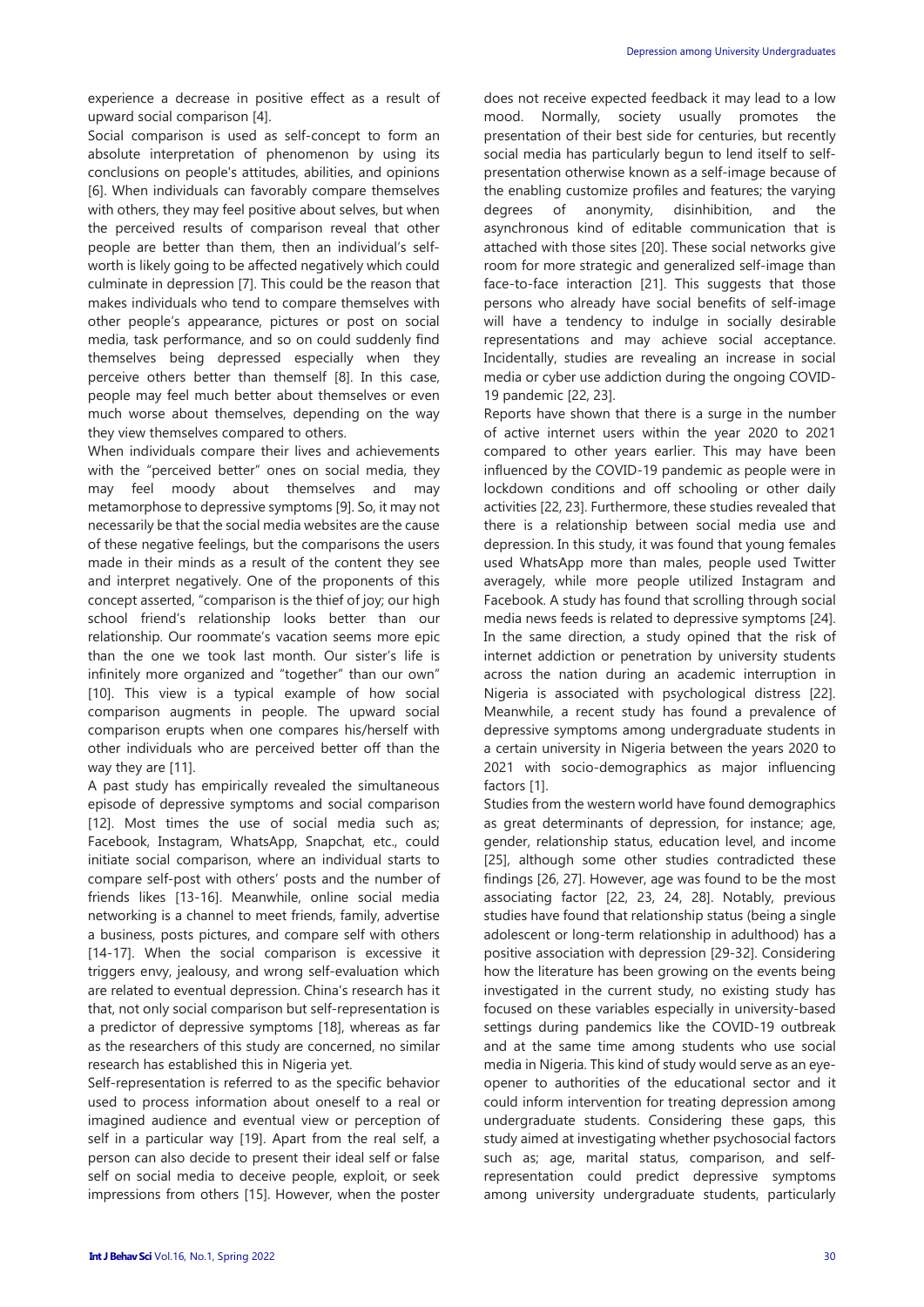experience a decrease in positive effect as a result of upward social comparison [4].

Social comparison is used as self-concept to form an absolute interpretation of phenomenon by using its conclusions on people's attitudes, abilities, and opinions [6]. When individuals can favorably compare themselves with others, they may feel positive about selves, but when the perceived results of comparison reveal that other people are better than them, then an individual's self-worth is likely going to be affected negatively which could culminate in depression [7]. This could be the reason that makes individuals who tend to compare themselves with other people's appearance, pictures or post on social media, task performance, and so on could suddenly find themselves being depressed especially when they perceive others better than themself [8]. In this case, people may feel much better about themselves or even much worse about themselves, depending on the way they view themselves compared to others.

When individuals compare their lives and achievements with the "perceived better" ones on social media, they may feel moody about themselves and may metamorphose to depressive symptoms [9]. So, it may not necessarily be that the social media websites are the cause of these negative feelings, but the comparisons the users made in their minds as a result of the content they see and interpret negatively. One of the proponents of this concept asserted, "comparison is the thief of joy; our high school friend's relationship looks better than our relationship. Our roommate's vacation seems more epic than the one we took last month. Our sister's life is infinitely more organized and "together" than our own" [10]. This view is a typical example of how social comparison augments in people. The upward social comparison erupts when one compares his/herself with other individuals who are perceived better off than the way they are [11].

A past study has empirically revealed the simultaneous episode of depressive symptoms and social comparison [12]. Most times the use of social media such as; Facebook, Instagram, WhatsApp, Snapchat, etc., could initiate social comparison, where an individual starts to compare self-post with others' posts and the number of friends likes [13-16]. Meanwhile, online social media networking is a channel to meet friends, family, advertise a business, posts pictures, and compare self with others [14-17]. When the social comparison is excessive it triggers envy, jealousy, and wrong self-evaluation which are related to eventual depression. China's research has it that, not only social comparison but self-representation is a predictor of depressive symptoms [18], whereas as far as the researchers of this study are concerned, no similar research has established this in Nigeria yet.

Self-representation is referred to as the specific behavior used to process information about oneself to a real or imagined audience and eventual view or perception of self in a particular way [19]. Apart from the real self, a person can also decide to present their ideal self or false self on social media to deceive people, exploit, or seek impressions from others [15]. However, when the poster does not receive expected feedback it may lead to a low mood. Normally, society usually promotes the presentation of their best side for centuries, but recently social media has particularly begun to lend itself to self-presentation otherwise known as a self-image because of the enabling customize profiles and features; the varying degrees of anonymity, disinhibition, and the asynchronous kind of editable communication that is attached with those sites [20]. These social networks give room for more strategic and generalized self-image than face-to-face interaction [21]. This suggests that those persons who already have social benefits of self-image will have a tendency to indulge in socially desirable representations and may achieve social acceptance. Incidentally, studies are revealing an increase in social media or cyber use addiction during the ongoing COVID-19 pandemic [22, 23].

Reports have shown that there is a surge in the number of active internet users within the year 2020 to 2021 compared to other years earlier. This may have been influenced by the COVID-19 pandemic as people were in lockdown conditions and off schooling or other daily activities [22, 23]. Furthermore, these studies revealed that there is a relationship between social media use and depression. In this study, it was found that young females used WhatsApp more than males, people used Twitter averagely, while more people utilized Instagram and Facebook. A study has found that scrolling through social media news feeds is related to depressive symptoms [24]. In the same direction, a study opined that the risk of internet addiction or penetration by university students across the nation during an academic interruption in Nigeria is associated with psychological distress [22]. Meanwhile, a recent study has found a prevalence of depressive symptoms among undergraduate students in a certain university in Nigeria between the years 2020 to 2021 with socio-demographics as major influencing factors [1].

Studies from the western world have found demographics as great determinants of depression, for instance; age, gender, relationship status, education level, and income [25], although some other studies contradicted these findings [26, 27]. However, age was found to be the most associating factor [22, 23, 24, 28]. Notably, previous studies have found that relationship status (being a single adolescent or long-term relationship in adulthood) has a positive association with depression [29-32]. Considering how the literature has been growing on the events being investigated in the current study, no existing study has focused on these variables especially in university-based settings during pandemics like the COVID-19 outbreak and at the same time among students who use social media in Nigeria. This kind of study would serve as an eye-opener to authorities of the educational sector and it could inform intervention for treating depression among undergraduate students. Considering these gaps, this study aimed at investigating whether psychosocial factors such as; age, marital status, comparison, and self-representation could predict depressive symptoms among university undergraduate students, particularly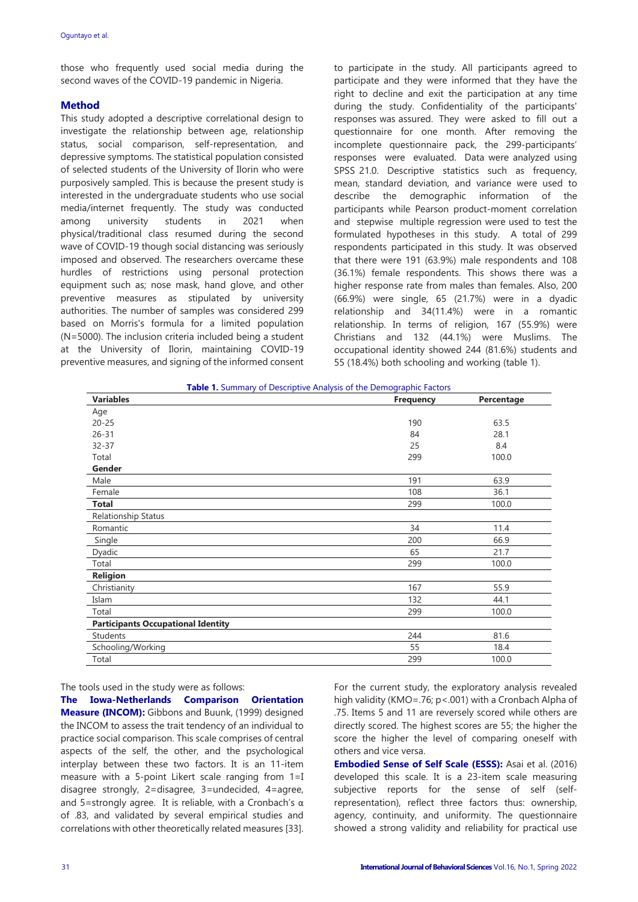those who frequently used social media during the second waves of the COVID-19 pandemic in Nigeria.

## Method

This study adopted a descriptive correlational design to investigate the relationship between age, relationship status, social comparison, self-representation, and depressive symptoms. The statistical population consisted of selected students of the University of Ilorin who were purposively sampled. This is because the present study is interested in the undergraduate students who use social media/internet frequently. The study was conducted among university students in 2021 when physical/traditional class resumed during the second wave of COVID-19 though social distancing was seriously imposed and observed. The researchers overcame these hurdles of restrictions using personal protection equipment such as; nose mask, hand glove, and other preventive measures as stipulated by university authorities. The number of samples was considered 299 based on Morris's formula for a limited population (N=5000). The inclusion criteria included being a student at the University of Ilorin, maintaining COVID-19 preventive measures, and signing of the informed consent to participate in the study. All participants agreed to participate and they were informed that they have the right to decline and exit the participation at any time during the study. Confidentiality of the participants' responses was assured. They were asked to fill out a questionnaire for one month. After removing the incomplete questionnaire pack, the 299-participants' responses were evaluated. Data were analyzed using SPSS 21.0. Descriptive statistics such as frequency, mean, standard deviation, and variance were used to describe the demographic information of the participants while Pearson product-moment correlation and stepwise multiple regression were used to test the formulated hypotheses in this study. A total of 299 respondents participated in this study. It was observed that there were 191 (63.9%) male respondents and 108 (36.1%) female respondents. This shows there was a higher response rate from males than females. Also, 200 (66.9%) were single, 65 (21.7%) were in a dyadic relationship and 34(11.4%) were in a romantic relationship. In terms of religion, 167 (55.9%) were Christians and 132 (44.1%) were Muslims. The occupational identity showed 244 (81.6%) students and 55 (18.4%) both schooling and working (table 1).

**Table 1.** Summary of Descriptive Analysis of the Demographic Factors

| Variables | Frequency | Percentage |
|---|---|---|
| Age | | |
| 20-25 | 190 | 63.5 |
| 26-31 | 84 | 28.1 |
| 32-37 | 25 | 8.4 |
| Total | 299 | 100.0 |
| **Gender** | | |
| Male | 191 | 63.9 |
| Female | 108 | 36.1 |
| **Total** | 299 | 100.0 |
| Relationship Status | | |
| Romantic | 34 | 11.4 |
| Single | 200 | 66.9 |
| Dyadic | 65 | 21.7 |
| Total | 299 | 100.0 |
| **Religion** | | |
| Christianity | 167 | 55.9 |
| Islam | 132 | 44.1 |
| Total | 299 | 100.0 |
| **Participants Occupational Identity** | | |
| Students | 244 | 81.6 |
| Schooling/Working | 55 | 18.4 |
| Total | 299 | 100.0 |

The tools used in the study were as follows:

**The Iowa-Netherlands Comparison Orientation Measure (INCOM):** Gibbons and Buunk, (1999) designed the INCOM to assess the trait tendency of an individual to practice social comparison. This scale comprises of central aspects of the self, the other, and the psychological interplay between these two factors. It is an 11-item measure with a 5-point Likert scale ranging from 1=I disagree strongly, 2=disagree, 3=undecided, 4=agree, and 5=strongly agree. It is reliable, with a Cronbach's α of .83, and validated by several empirical studies and correlations with other theoretically related measures [33]. For the current study, the exploratory analysis revealed high validity (KMO=.76; p<.001) with a Cronbach Alpha of .75. Items 5 and 11 are reversely scored while others are directly scored. The highest scores are 55; the higher the score the higher the level of comparing oneself with others and vice versa.

**Embodied Sense of Self Scale (ESSS):** Asai et al. (2016) developed this scale. It is a 23-item scale measuring subjective reports for the sense of self (self-representation), reflect three factors thus: ownership, agency, continuity, and uniformity. The questionnaire showed a strong validity and reliability for practical use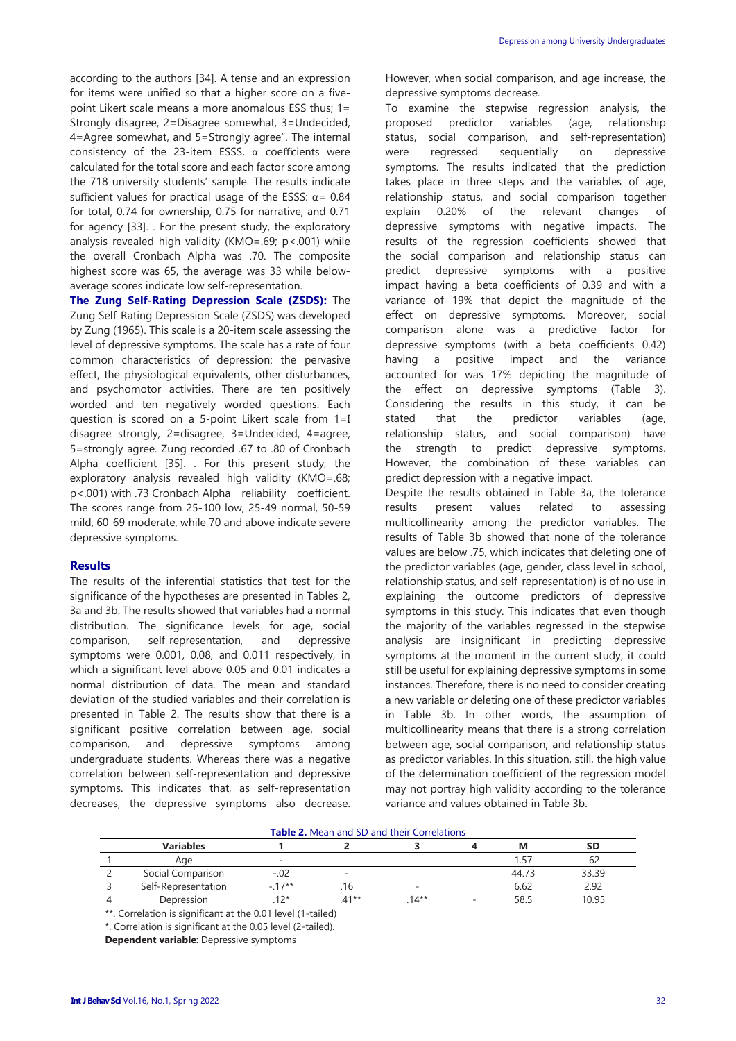according to the authors [34]. A tense and an expression for items were unified so that a higher score on a five-point Likert scale means a more anomalous ESS thus; 1= Strongly disagree, 2=Disagree somewhat, 3=Undecided, 4=Agree somewhat, and 5=Strongly agree". The internal consistency of the 23-item ESSS, α coefficients were calculated for the total score and each factor score among the 718 university students' sample. The results indicate sufficient values for practical usage of the ESSS: α= 0.84 for total, 0.74 for ownership, 0.75 for narrative, and 0.71 for agency [33]. . For the present study, the exploratory analysis revealed high validity (KMO=.69; $p<.001$) while the overall Cronbach Alpha was .70. The composite highest score was 65, the average was 33 while below-average scores indicate low self-representation.

**The Zung Self-Rating Depression Scale (ZSDS):** The Zung Self-Rating Depression Scale (ZSDS) was developed by Zung (1965). This scale is a 20-item scale assessing the level of depressive symptoms. The scale has a rate of four common characteristics of depression: the pervasive effect, the physiological equivalents, other disturbances, and psychomotor activities. There are ten positively worded and ten negatively worded questions. Each question is scored on a 5-point Likert scale from 1=I disagree strongly, 2=disagree, 3=Undecided, 4=agree, 5=strongly agree. Zung recorded .67 to .80 of Cronbach Alpha coefficient [35]. . For this present study, the exploratory analysis revealed high validity (KMO=.68; $p<.001$) with .73 Cronbach Alpha reliability coefficient. The scores range from 25-100 low, 25-49 normal, 50-59 mild, 60-69 moderate, while 70 and above indicate severe depressive symptoms.

## Results

The results of the inferential statistics that test for the significance of the hypotheses are presented in Tables 2, 3a and 3b. The results showed that variables had a normal distribution. The significance levels for age, social comparison, self-representation, and depressive symptoms were 0.001, 0.08, and 0.011 respectively, in which a significant level above 0.05 and 0.01 indicates a normal distribution of data. The mean and standard deviation of the studied variables and their correlation is presented in Table 2. The results show that there is a significant positive correlation between age, social comparison, and depressive symptoms among undergraduate students. Whereas there was a negative correlation between self-representation and depressive symptoms. This indicates that, as self-representation decreases, the depressive symptoms also decrease. However, when social comparison, and age increase, the depressive symptoms decrease.

To examine the stepwise regression analysis, the proposed predictor variables (age, relationship status, social comparison, and self-representation) were regressed sequentially on depressive symptoms. The results indicated that the prediction takes place in three steps and the variables of age, relationship status, and social comparison together explain 0.20% of the relevant changes of depressive symptoms with negative impacts. The results of the regression coefficients showed that the social comparison and relationship status can predict depressive symptoms with a positive impact having a beta coefficients of 0.39 and with a variance of 19% that depict the magnitude of the effect on depressive symptoms. Moreover, social comparison alone was a predictive factor for depressive symptoms (with a beta coefficients 0.42) having a positive impact and the variance accounted for was 17% depicting the magnitude of the effect on depressive symptoms (Table 3). Considering the results in this study, it can be stated that the predictor variables (age, relationship status, and social comparison) have the strength to predict depressive symptoms. However, the combination of these variables can predict depression with a negative impact.

Despite the results obtained in Table 3a, the tolerance results present values related to assessing multicollinearity among the predictor variables. The results of Table 3b showed that none of the tolerance values are below .75, which indicates that deleting one of the predictor variables (age, gender, class level in school, relationship status, and self-representation) is of no use in explaining the outcome predictors of depressive symptoms in this study. This indicates that even though the majority of the variables regressed in the stepwise analysis are insignificant in predicting depressive symptoms at the moment in the current study, it could still be useful for explaining depressive symptoms in some instances. Therefore, there is no need to consider creating a new variable or deleting one of these predictor variables in Table 3b. In other words, the assumption of multicollinearity means that there is a strong correlation between age, social comparison, and relationship status as predictor variables. In this situation, still, the high value of the determination coefficient of the regression model may not portray high validity according to the tolerance variance and values obtained in Table 3b.

**Table 2.** Mean and SD and their Correlations

| | Variables | 1 | 2 | 3 | 4 | M | SD |
|---|---|---|---|---|---|---|---|
| 1 | Age | - | | | | 1.57 | .62 |
| 2 | Social Comparison | -.02 | - | | | 44.73 | 33.39 |
| 3 | Self-Representation | -.17** | .16 | - | | 6.62 | 2.92 |
| 4 | Depression | .12* | .41** | .14** | - | 58.5 | 10.95 |

**. Correlation is significant at the 0.01 level (1-tailed)

*. Correlation is significant at the 0.05 level (2-tailed).

**Dependent variable**: Depressive symptoms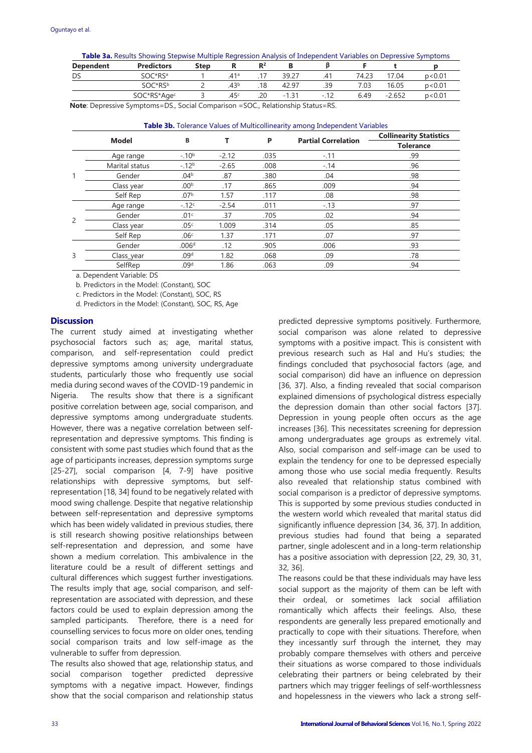**Table 3a.** Results Showing Stepwise Multiple Regression Analysis of Independent Variables on Depressive Symptoms

| Dependent | Predictors | Step | R | $R^2$ | B | β | F | t | p |
|---|---|---|---|---|---|---|---|---|---|
| DS | SOC*RS[a] | 1 | .41[a] | .17 | 39.27 | .41 | 74.23 | 17.04 | p<0.01 |
| | SOC*RS[b] | 2 | .43[b] | .18 | 42.97 | .39 | 7.03 | 16.05 | p<0.01 |
| | SOC*RS*Age[c] | 3 | .45[c] | .20 | -1.31 | -.12 | 6.49 | -2.652 | p<0.01 |

**Note**: Depressive Symptoms=DS., Social Comparison =SOC., Relationship Status=RS.

**Table 3b.** Tolerance Values of Multicollinearity among Independent Variables

| | Model | B | T | P | Partial Correlation | Collinearity Statistics |
|---|---|---|---|---|---|---|
| | | | | | | Tolerance |
| 1 | Age range | -.10[b] | -2.12 | .035 | -.11 | .99 |
| | Marital status | -.12[b] | -2.65 | .008 | -.14 | .96 |
| | Gender | .04[b] | .87 | .380 | .04 | .98 |
| | Class year | .00[b] | .17 | .865 | .009 | .94 |
| | Self Rep | .07[b] | 1.57 | .117 | .08 | .98 |
| 2 | Age range | -.12[c] | -2.54 | .011 | -.13 | .97 |
| | Gender | .01[c] | .37 | .705 | .02 | .94 |
| | Class year | .05[c] | 1.009 | .314 | .05 | .85 |
| | Self Rep | .06[c] | 1.37 | .171 | .07 | .97 |
| 3 | Gender | .006[d] | .12 | .905 | .006 | .93 |
| | Class_year | .09[d] | 1.82 | .068 | .09 | .78 |
| | SelfRep | .09[d] | 1.86 | .063 | .09 | .94 |

a. Dependent Variable: DS

b. Predictors in the Model: (Constant), SOC

c. Predictors in the Model: (Constant), SOC, RS

d. Predictors in the Model: (Constant), SOC, RS, Age

## Discussion

The current study aimed at investigating whether psychosocial factors such as; age, marital status, comparison, and self-representation could predict depressive symptoms among university undergraduate students, particularly those who frequently use social media during second waves of the COVID-19 pandemic in Nigeria. The results show that there is a significant positive correlation between age, social comparison, and depressive symptoms among undergraduate students. However, there was a negative correlation between self-representation and depressive symptoms. This finding is consistent with some past studies which found that as the age of participants increases, depression symptoms surge [25-27], social comparison [4, 7-9] have positive relationships with depressive symptoms, but self-representation [18, 34] found to be negatively related with mood swing challenge. Despite that negative relationship between self-representation and depressive symptoms which has been widely validated in previous studies, there is still research showing positive relationships between self-representation and depression, and some have shown a medium correlation. This ambivalence in the literature could be a result of different settings and cultural differences which suggest further investigations. The results imply that age, social comparison, and self-representation are associated with depression, and these factors could be used to explain depression among the sampled participants. Therefore, there is a need for counselling services to focus more on older ones, tending social comparison traits and low self-image as the vulnerable to suffer from depression.

The results also showed that age, relationship status, and social comparison together predicted depressive symptoms with a negative impact. However, findings show that the social comparison and relationship status predicted depressive symptoms positively. Furthermore, social comparison was alone related to depressive symptoms with a positive impact. This is consistent with previous research such as Hal and Hu's studies; the findings concluded that psychosocial factors (age, and social comparison) did have an influence on depression [36, 37]. Also, a finding revealed that social comparison explained dimensions of psychological distress especially the depression domain than other social factors [37]. Depression in young people often occurs as the age increases [36]. This necessitates screening for depression among undergraduates age groups as extremely vital. Also, social comparison and self-image can be used to explain the tendency for one to be depressed especially among those who use social media frequently. Results also revealed that relationship status combined with social comparison is a predictor of depressive symptoms. This is supported by some previous studies conducted in the western world which revealed that marital status did significantly influence depression [34, 36, 37]. In addition, previous studies had found that being a separated partner, single adolescent and in a long-term relationship has a positive association with depression [22, 29, 30, 31, 32, 36].

The reasons could be that these individuals may have less social support as the majority of them can be left with their ordeal, or sometimes lack social affiliation romantically which affects their feelings. Also, these respondents are generally less prepared emotionally and practically to cope with their situations. Therefore, when they incessantly surf through the internet, they may probably compare themselves with others and perceive their situations as worse compared to those individuals celebrating their partners or being celebrated by their partners which may trigger feelings of self-worthlessness and hopelessness in the viewers who lack a strong self-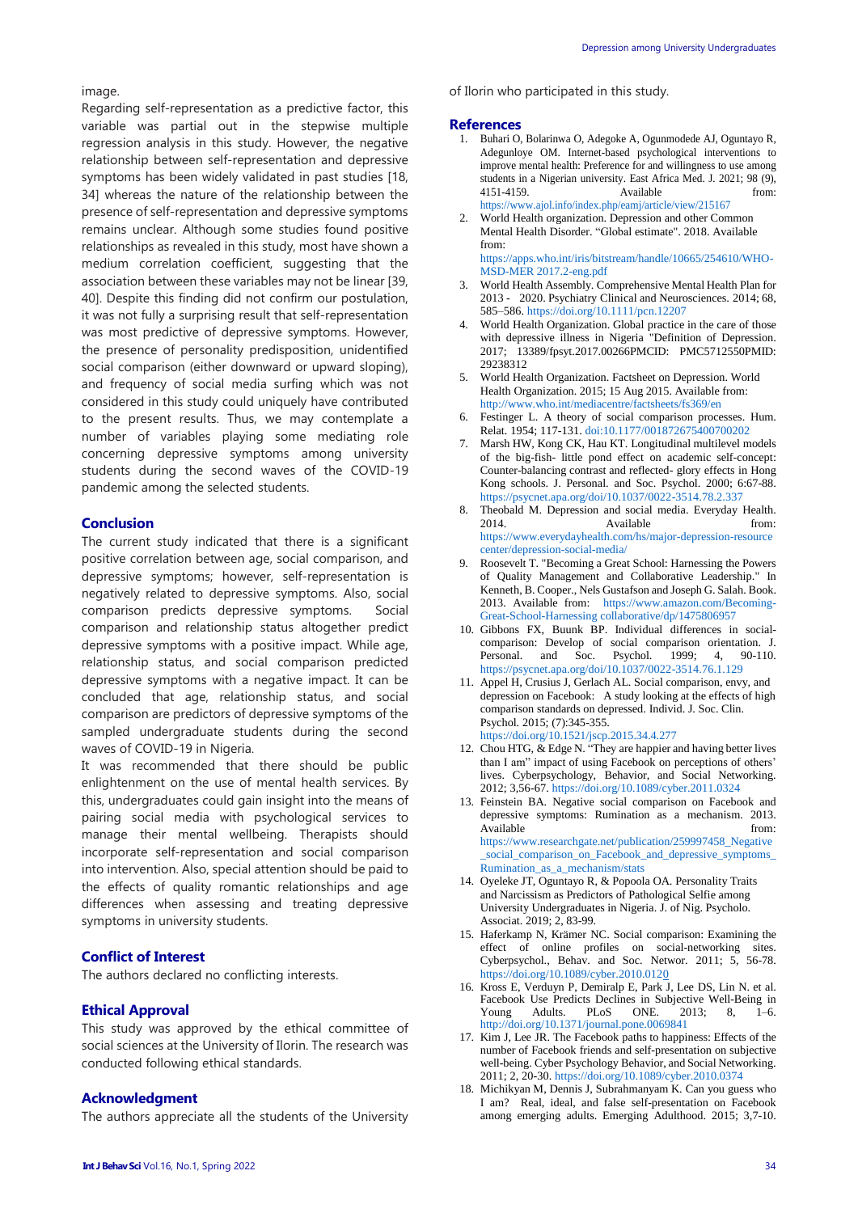image.

Regarding self-representation as a predictive factor, this variable was partial out in the stepwise multiple regression analysis in this study. However, the negative relationship between self-representation and depressive symptoms has been widely validated in past studies [18, 34] whereas the nature of the relationship between the presence of self-representation and depressive symptoms remains unclear. Although some studies found positive relationships as revealed in this study, most have shown a medium correlation coefficient, suggesting that the association between these variables may not be linear [39, 40]. Despite this finding did not confirm our postulation, it was not fully a surprising result that self-representation was most predictive of depressive symptoms. However, the presence of personality predisposition, unidentified social comparison (either downward or upward sloping), and frequency of social media surfing which was not considered in this study could uniquely have contributed to the present results. Thus, we may contemplate a number of variables playing some mediating role concerning depressive symptoms among university students during the second waves of the COVID-19 pandemic among the selected students.

## Conclusion

The current study indicated that there is a significant positive correlation between age, social comparison, and depressive symptoms; however, self-representation is negatively related to depressive symptoms. Also, social comparison predicts depressive symptoms. Social comparison and relationship status altogether predict depressive symptoms with a positive impact. While age, relationship status, and social comparison predicted depressive symptoms with a negative impact. It can be concluded that age, relationship status, and social comparison are predictors of depressive symptoms of the sampled undergraduate students during the second waves of COVID-19 in Nigeria.

It was recommended that there should be public enlightenment on the use of mental health services. By this, undergraduates could gain insight into the means of pairing social media with psychological services to manage their mental wellbeing. Therapists should incorporate self-representation and social comparison into intervention. Also, special attention should be paid to the effects of quality romantic relationships and age differences when assessing and treating depressive symptoms in university students.

## Conflict of Interest

The authors declared no conflicting interests.

## Ethical Approval

This study was approved by the ethical committee of social sciences at the University of Ilorin. The research was conducted following ethical standards.

## Acknowledgment

The authors appreciate all the students of the University of Ilorin who participated in this study.

## References

1. Buhari O, Bolarinwa O, Adegoke A, Ogunmodede AJ, Oguntayo R, Adegunloye OM. Internet-based psychological interventions to improve mental health: Preference for and willingness to use among students in a Nigerian university. East Africa Med. J. 2021; 98 (9), 4151-4159. Available from: https://www.ajol.info/index.php/eamj/article/view/215167
2. World Health organization. Depression and other Common Mental Health Disorder. "Global estimate". 2018. Available from: https://apps.who.int/iris/bitstream/handle/10665/254610/WHO-MSD-MER 2017.2-eng.pdf
3. World Health Assembly. Comprehensive Mental Health Plan for 2013 - 2020. Psychiatry Clinical and Neurosciences. 2014; 68, 585–586. https://doi.org/10.1111/pcn.12207
4. World Health Organization. Global practice in the care of those with depressive illness in Nigeria "Definition of Depression. 2017; 13389/fpsyt.2017.00266PMCID: PMC5712550PMID: 29238312
5. World Health Organization. Factsheet on Depression. World Health Organization. 2015; 15 Aug 2015. Available from: http://www.who.int/mediacentre/factsheets/fs369/en
6. Festinger L. A theory of social comparison processes. Hum. Relat. 1954; 117-131. doi:10.1177/001872675400700202
7. Marsh HW, Kong CK, Hau KT. Longitudinal multilevel models of the big-fish- little pond effect on academic self-concept: Counter-balancing contrast and reflected- glory effects in Hong Kong schools. J. Personal. and Soc. Psychol. 2000; 6:67-88. https://psycnet.apa.org/doi/10.1037/0022-3514.78.2.337
8. Theobald M. Depression and social media. Everyday Health. 2014. Available from: https://www.everydayhealth.com/hs/major-depression-resource center/depression-social-media/
9. Roosevelt T. "Becoming a Great School: Harnessing the Powers of Quality Management and Collaborative Leadership." In Kenneth, B. Cooper., Nels Gustafson and Joseph G. Salah. Book. 2013. Available from: https://www.amazon.com/Becoming-Great-School-Harnessing collaborative/dp/1475806957
10. Gibbons FX, Buunk BP. Individual differences in social-comparison: Develop of social comparison orientation. J. Personal. and Soc. Psychol. 1999; 4, 90-110. https://psycnet.apa.org/doi/10.1037/0022-3514.76.1.129
11. Appel H, Crusius J, Gerlach AL. Social comparison, envy, and depression on Facebook: A study looking at the effects of high comparison standards on depressed. Individ. J. Soc. Clin. Psychol. 2015; (7):345-355. https://doi.org/10.1521/jscp.2015.34.4.277
12. Chou HTG, & Edge N. "They are happier and having better lives than I am" impact of using Facebook on perceptions of others' lives. Cyberpsychology, Behavior, and Social Networking. 2012; 3,56-67. https://doi.org/10.1089/cyber.2011.0324
13. Feinstein BA. Negative social comparison on Facebook and depressive symptoms: Rumination as a mechanism. 2013. Available from: https://www.researchgate.net/publication/259997458_Negative_social_comparison_on_Facebook_and_depressive_symptoms_Rumination_as_a_mechanism/stats
14. Oyeleke JT, Oguntayo R, & Popoola OA. Personality Traits and Narcissism as Predictors of Pathological Selfie among University Undergraduates in Nigeria. J. of Nig. Psycholo. Associat. 2019; 2, 83-99.
15. Haferkamp N, Krämer NC. Social comparison: Examining the effect of online profiles on social-networking sites. Cyberpsychol., Behav. and Soc. Networ. 2011; 5, 56-78. https://doi.org/10.1089/cyber.2010.0120
16. Kross E, Verduyn P, Demiralp E, Park J, Lee DS, Lin N. et al. Facebook Use Predicts Declines in Subjective Well-Being in Young Adults. PLoS ONE. 2013; 8, 1–6. http://doi.org/10.1371/journal.pone.0069841
17. Kim J, Lee JR. The Facebook paths to happiness: Effects of the number of Facebook friends and self-presentation on subjective well-being. Cyber Psychology Behavior, and Social Networking. 2011; 2, 20-30. https://doi.org/10.1089/cyber.2010.0374
18. Michikyan M, Dennis J, Subrahmanyam K. Can you guess who I am? Real, ideal, and false self-presentation on Facebook among emerging adults. Emerging Adulthood. 2015; 3,7-10.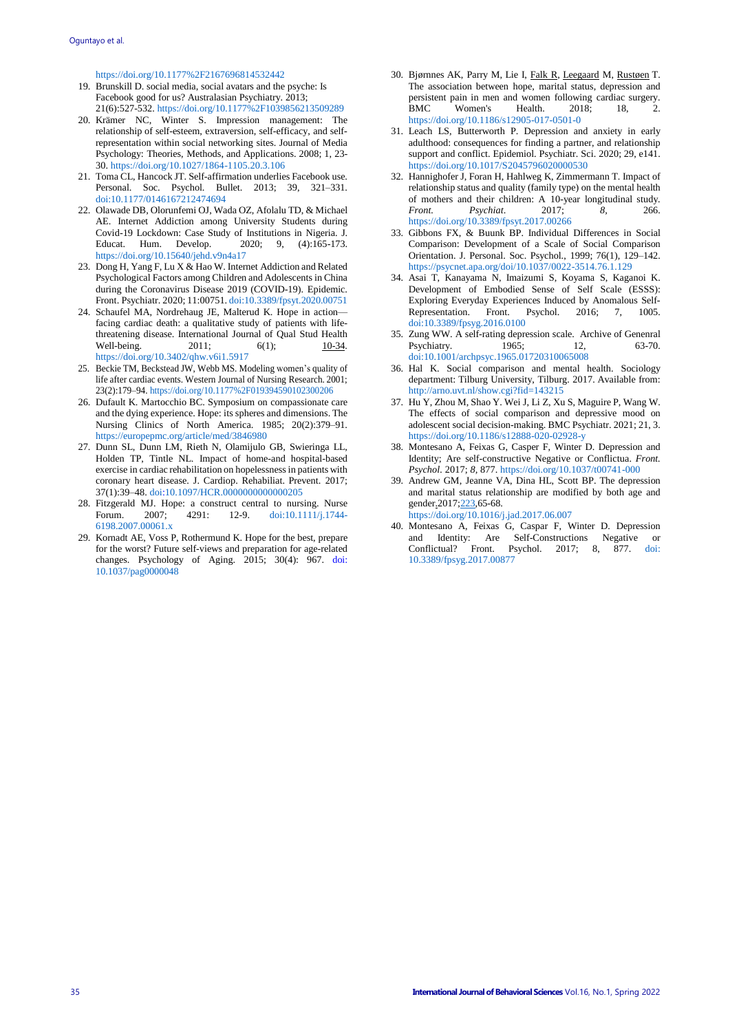https://doi.org/10.1177%2F2167696814532442

19. Brunskill D. social media, social avatars and the psyche: Is Facebook good for us? Australasian Psychiatry. 2013; 21(6):527-532. https://doi.org/10.1177%2F1039856213509289
20. Krämer NC, Winter S. Impression management: The relationship of self-esteem, extraversion, self-efficacy, and self-representation within social networking sites. Journal of Media Psychology: Theories, Methods, and Applications. 2008; 1, 23-30. https://doi.org/10.1027/1864-1105.20.3.106
21. Toma CL, Hancock JT. Self-affirmation underlies Facebook use. Personal. Soc. Psychol. Bullet. 2013; 39, 321–331. doi:10.1177/0146167212474694
22. Olawade DB, Olorunfemi OJ, Wada OZ, Afolalu TD, & Michael AE. Internet Addiction among University Students during Covid-19 Lockdown: Case Study of Institutions in Nigeria. J. Educat. Hum. Develop. 2020; 9, (4):165-173. https://doi.org/10.15640/jehd.v9n4a17
23. Dong H, Yang F, Lu X & Hao W. Internet Addiction and Related Psychological Factors among Children and Adolescents in China during the Coronavirus Disease 2019 (COVID-19). Epidemic. Front. Psychiatr. 2020; 11:00751. doi:10.3389/fpsyt.2020.00751
24. Schaufel MA, Nordrehaug JE, Malterud K. Hope in action—facing cardiac death: a qualitative study of patients with life-threatening disease. International Journal of Qual Stud Health Well-being. 2011; 6(1); 10-34. https://doi.org/10.3402/qhw.v6i1.5917
25. Beckie TM, Beckstead JW, Webb MS. Modeling women's quality of life after cardiac events. Western Journal of Nursing Research. 2001; 23(2):179–94. https://doi.org/10.1177%2F019394590102300206
26. Dufault K. Martocchio BC. Symposium on compassionate care and the dying experience. Hope: its spheres and dimensions. The Nursing Clinics of North America. 1985; 20(2):379–91. https://europepmc.org/article/med/3846980
27. Dunn SL, Dunn LM, Rieth N, Olamijulo GB, Swieringa LL, Holden TP, Tintle NL. Impact of home-and hospital-based exercise in cardiac rehabilitation on hopelessness in patients with coronary heart disease. J. Cardiop. Rehabiliat. Prevent. 2017; 37(1):39–48. doi:10.1097/HCR.0000000000000205
28. Fitzgerald MJ. Hope: a construct central to nursing. Nurse Forum. 2007; 4291: 12-9. doi:10.1111/j.1744-6198.2007.00061.x
29. Kornadt AE, Voss P, Rothermund K. Hope for the best, prepare for the worst? Future self-views and preparation for age-related changes. Psychology of Aging. 2015; 30(4): 967. doi: 10.1037/pag0000048
30. Bjørnnes AK, Parry M, Lie I, Falk R, Leegaard M, Rustøen T. The association between hope, marital status, depression and persistent pain in men and women following cardiac surgery. BMC Women's Health. 2018; 18, 2. https://doi.org/10.1186/s12905-017-0501-0
31. Leach LS, Butterworth P. Depression and anxiety in early adulthood: consequences for finding a partner, and relationship support and conflict. Epidemiol. Psychiatr. Sci. 2020; 29, e141. https://doi.org/10.1017/S2045796020000530
32. Hannighofer J, Foran H, Hahlweg K, Zimmermann T. Impact of relationship status and quality (family type) on the mental health of mothers and their children: A 10-year longitudinal study. *Front. Psychiat*. 2017; *8*, 266. https://doi.org/10.3389/fpsyt.2017.00266
33. Gibbons FX, & Buunk BP. Individual Differences in Social Comparison: Development of a Scale of Social Comparison Orientation. J. Personal. Soc. Psychol., 1999; 76(1), 129–142. https://psycnet.apa.org/doi/10.1037/0022-3514.76.1.129
34. Asai T, Kanayama N, Imaizumi S, Koyama S, Kaganoi K. Development of Embodied Sense of Self Scale (ESSS): Exploring Everyday Experiences Induced by Anomalous Self-Representation. Front. Psychol. 2016; 7, 1005. doi:10.3389/fpsyg.2016.0100
35. Zung WW. A self-rating depression scale. Archive of Genenral Psychiatry. 1965; 12, 63-70. doi:10.1001/archpsyc.1965.01720310065008
36. Hal K. Social comparison and mental health. Sociology department: Tilburg University, Tilburg. 2017. Available from: http://arno.uvt.nl/show.cgi?fid=143215
37. Hu Y, Zhou M, Shao Y. Wei J, Li Z, Xu S, Maguire P, Wang W. The effects of social comparison and depressive mood on adolescent social decision-making. BMC Psychiatr. 2021; 21, 3. https://doi.org/10.1186/s12888-020-02928-y
38. Montesano A, Feixas G, Casper F, Winter D. Depression and Identity; Are self-constructive Negative or Conflictua. *Front. Psychol*. 2017; *8*, 877. https://doi.org/10.1037/t00741-000
39. Andrew GM, Jeanne VA, Dina HL, Scott BP. The depression and marital status relationship are modified by both age and gender. 2017;223,65-68. https://doi.org/10.1016/j.jad.2017.06.007
40. Montesano A, Feixas G, Caspar F, Winter D. Depression and Identity: Are Self-Constructions Negative or Conflictual? Front. Psychol. 2017; 8, 877. doi: 10.3389/fpsyg.2017.00877